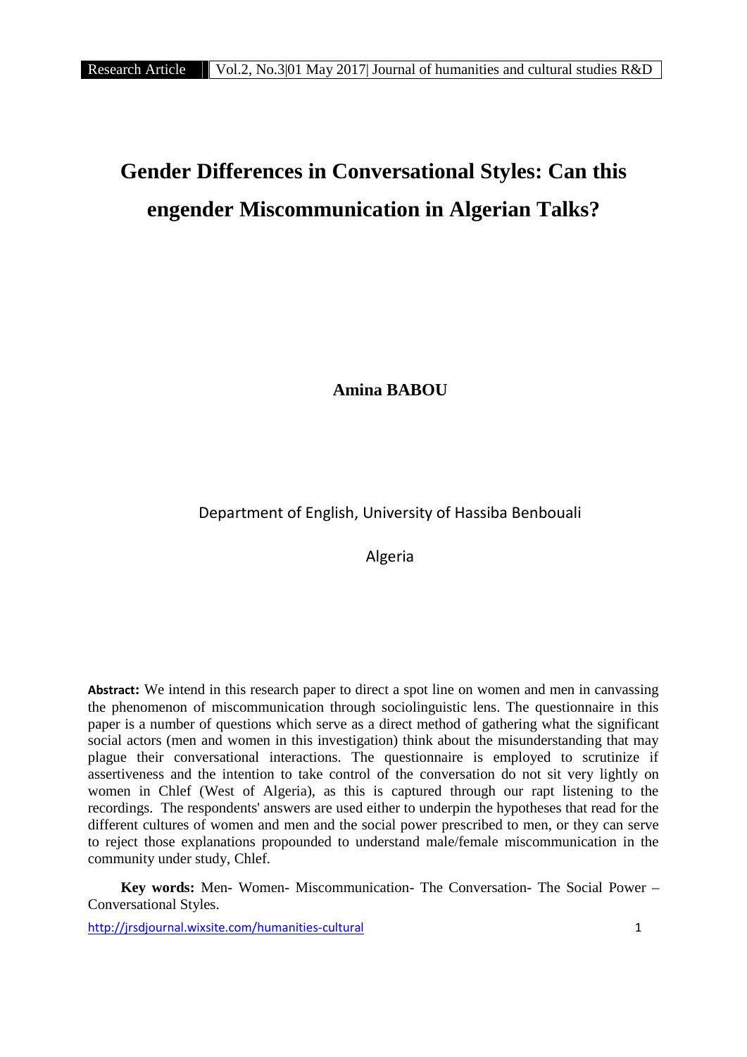# Gender Differences in Conversational Styles: Can this engender Miscommunication in Algerian Talks?

**Amina BABOU**

Department of English, University of Hassiba Benbouali

Algeria

**Abstract:** We intend in this research paper to direct a spot line on women and men in canvassing the phenomenon of miscommunication through sociolinguistic lens. The questionnaire in this paper is a number of questions which serve as a direct method of gathering what the significant social actors (men and women in this investigation) think about the misunderstanding that may plague their conversational interactions. The questionnaire is employed to scrutinize if assertiveness and the intention to take control of the conversation do not sit very lightly on women in Chlef (West of Algeria), as this is captured through our rapt listening to the recordings. The respondents' answers are used either to underpin the hypotheses that read for the different cultures of women and men and the social power prescribed to men, or they can serve to reject those explanations propounded to understand male/female miscommunication in the community under study, Chlef.

**Key words:** Men- Women- Miscommunication- The Conversation- The Social Power – Conversational Styles.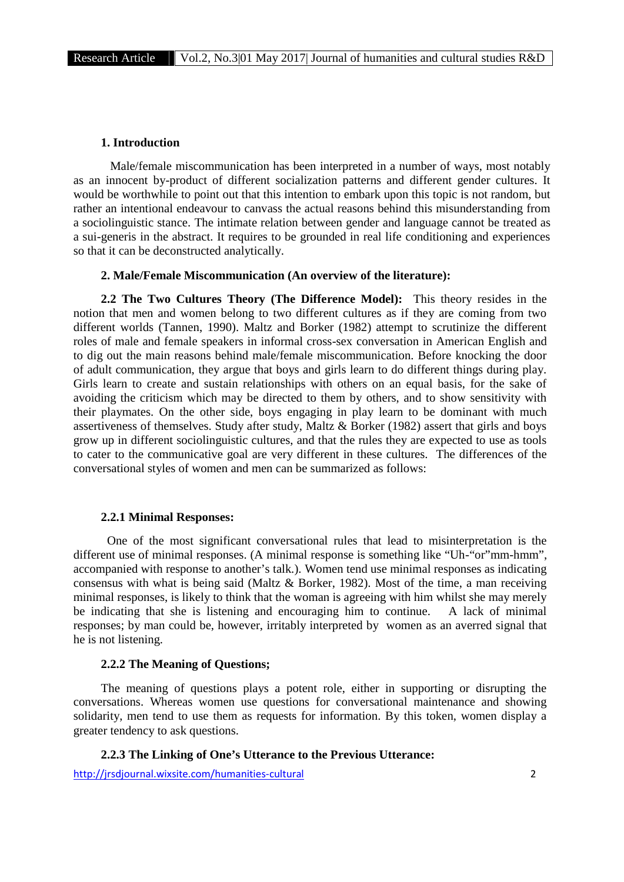## 1. Introduction

Male/female miscommunication has been interpreted in a number of ways, most notably as an innocent by-product of different socialization patterns and different gender cultures. It would be worthwhile to point out that this intention to embark upon this topic is not random, but rather an intentional endeavour to canvass the actual reasons behind this misunderstanding from a sociolinguistic stance. The intimate relation between gender and language cannot be treated as a sui-generis in the abstract. It requires to be grounded in real life conditioning and experiences so that it can be deconstructed analytically.

## 2. Male/Female Miscommunication (An overview of the literature):

**2.2 The Two Cultures Theory (The Difference Model):** This theory resides in the notion that men and women belong to two different cultures as if they are coming from two different worlds (Tannen, 1990). Maltz and Borker (1982) attempt to scrutinize the different roles of male and female speakers in informal cross-sex conversation in American English and to dig out the main reasons behind male/female miscommunication. Before knocking the door of adult communication, they argue that boys and girls learn to do different things during play. Girls learn to create and sustain relationships with others on an equal basis, for the sake of avoiding the criticism which may be directed to them by others, and to show sensitivity with their playmates. On the other side, boys engaging in play learn to be dominant with much assertiveness of themselves. Study after study, Maltz & Borker (1982) assert that girls and boys grow up in different sociolinguistic cultures, and that the rules they are expected to use as tools to cater to the communicative goal are very different in these cultures. The differences of the conversational styles of women and men can be summarized as follows:

### 2.2.1 Minimal Responses:

One of the most significant conversational rules that lead to misinterpretation is the different use of minimal responses. (A minimal response is something like "Uh-"or"mm-hmm", accompanied with response to another's talk.). Women tend use minimal responses as indicating consensus with what is being said (Maltz & Borker, 1982). Most of the time, a man receiving minimal responses, is likely to think that the woman is agreeing with him whilst she may merely be indicating that she is listening and encouraging him to continue. A lack of minimal responses; by man could be, however, irritably interpreted by women as an averred signal that he is not listening.

### 2.2.2 The Meaning of Questions;

The meaning of questions plays a potent role, either in supporting or disrupting the conversations. Whereas women use questions for conversational maintenance and showing solidarity, men tend to use them as requests for information. By this token, women display a greater tendency to ask questions.

### 2.2.3 The Linking of One's Utterance to the Previous Utterance: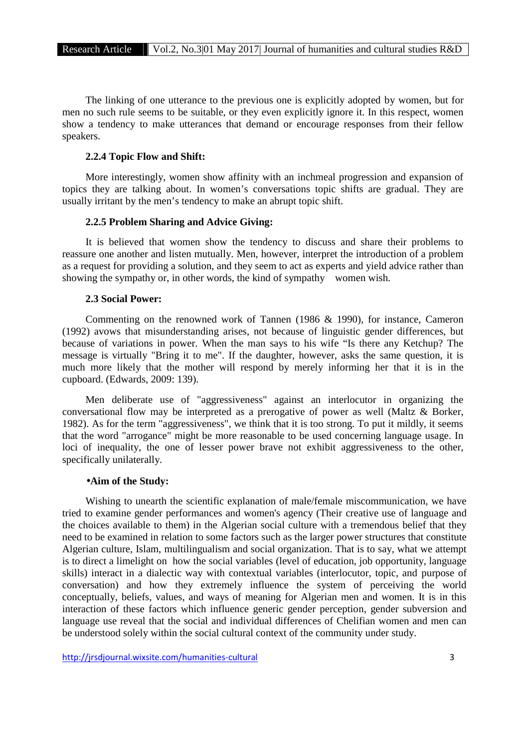The linking of one utterance to the previous one is explicitly adopted by women, but for men no such rule seems to be suitable, or they even explicitly ignore it. In this respect, women show a tendency to make utterances that demand or encourage responses from their fellow speakers.

### 2.2.4 Topic Flow and Shift:

More interestingly, women show affinity with an inchmeal progression and expansion of topics they are talking about. In women's conversations topic shifts are gradual. They are usually irritant by the men's tendency to make an abrupt topic shift.

### 2.2.5 Problem Sharing and Advice Giving:

It is believed that women show the tendency to discuss and share their problems to reassure one another and listen mutually. Men, however, interpret the introduction of a problem as a request for providing a solution, and they seem to act as experts and yield advice rather than showing the sympathy or, in other words, the kind of sympathy women wish.

### 2.3 Social Power:

Commenting on the renowned work of Tannen (1986 & 1990), for instance, Cameron (1992) avows that misunderstanding arises, not because of linguistic gender differences, but because of variations in power. When the man says to his wife "Is there any Ketchup? The message is virtually "Bring it to me". If the daughter, however, asks the same question, it is much more likely that the mother will respond by merely informing her that it is in the cupboard. (Edwards, 2009: 139).

Men deliberate use of "aggressiveness" against an interlocutor in organizing the conversational flow may be interpreted as a prerogative of power as well (Maltz & Borker, 1982). As for the term "aggressiveness", we think that it is too strong. To put it mildly, it seems that the word "arrogance" might be more reasonable to be used concerning language usage. In loci of inequality, the one of lesser power brave not exhibit aggressiveness to the other, specifically unilaterally.

### •Aim of the Study:

Wishing to unearth the scientific explanation of male/female miscommunication, we have tried to examine gender performances and women's agency (Their creative use of language and the choices available to them) in the Algerian social culture with a tremendous belief that they need to be examined in relation to some factors such as the larger power structures that constitute Algerian culture, Islam, multilingualism and social organization. That is to say, what we attempt is to direct a limelight on how the social variables (level of education, job opportunity, language skills) interact in a dialectic way with contextual variables (interlocutor, topic, and purpose of conversation) and how they extremely influence the system of perceiving the world conceptually, beliefs, values, and ways of meaning for Algerian men and women. It is in this interaction of these factors which influence generic gender perception, gender subversion and language use reveal that the social and individual differences of Chelifian women and men can be understood solely within the social cultural context of the community under study.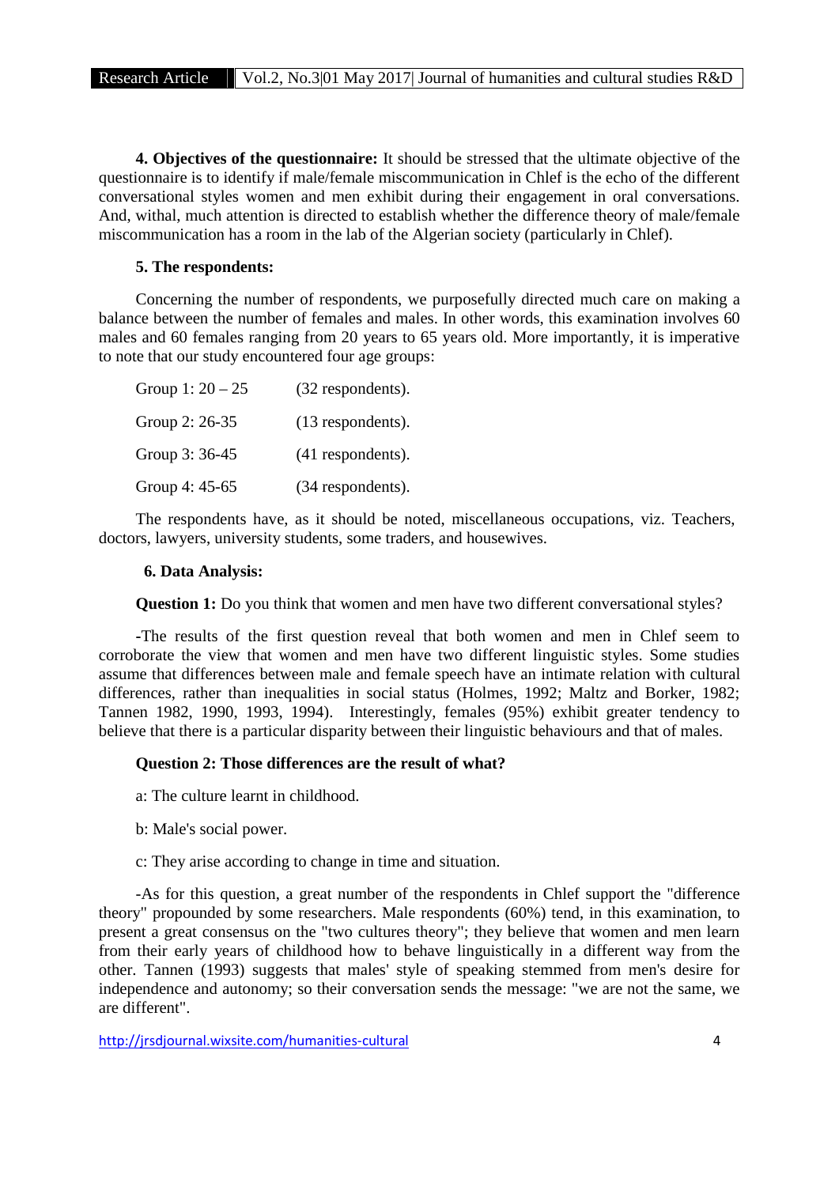**4. Objectives of the questionnaire:** It should be stressed that the ultimate objective of the questionnaire is to identify if male/female miscommunication in Chlef is the echo of the different conversational styles women and men exhibit during their engagement in oral conversations. And, withal, much attention is directed to establish whether the difference theory of male/female miscommunication has a room in the lab of the Algerian society (particularly in Chlef).

**5. The respondents:**

Concerning the number of respondents, we purposefully directed much care on making a balance between the number of females and males. In other words, this examination involves 60 males and 60 females ranging from 20 years to 65 years old. More importantly, it is imperative to note that our study encountered four age groups:

Group 1: 20 – 25 (32 respondents).

Group 2: 26-35 (13 respondents).

Group 3: 36-45 (41 respondents).

Group 4: 45-65 (34 respondents).

The respondents have, as it should be noted, miscellaneous occupations, viz. Teachers, doctors, lawyers, university students, some traders, and housewives.

**6. Data Analysis:**

**Question 1:** Do you think that women and men have two different conversational styles?

-The results of the first question reveal that both women and men in Chlef seem to corroborate the view that women and men have two different linguistic styles. Some studies assume that differences between male and female speech have an intimate relation with cultural differences, rather than inequalities in social status (Holmes, 1992; Maltz and Borker, 1982; Tannen 1982, 1990, 1993, 1994). Interestingly, females (95%) exhibit greater tendency to believe that there is a particular disparity between their linguistic behaviours and that of males.

**Question 2: Those differences are the result of what?**

a: The culture learnt in childhood.

b: Male's social power.

c: They arise according to change in time and situation.

-As for this question, a great number of the respondents in Chlef support the "difference theory" propounded by some researchers. Male respondents (60%) tend, in this examination, to present a great consensus on the "two cultures theory"; they believe that women and men learn from their early years of childhood how to behave linguistically in a different way from the other. Tannen (1993) suggests that males' style of speaking stemmed from men's desire for independence and autonomy; so their conversation sends the message: "we are not the same, we are different".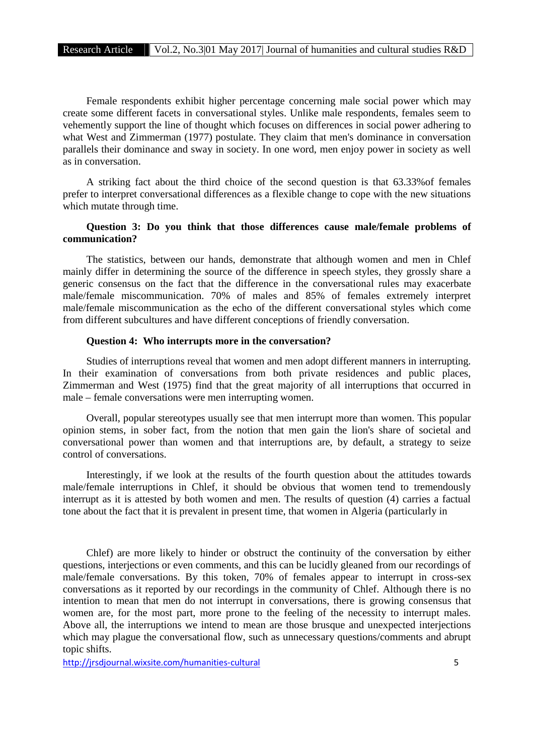Female respondents exhibit higher percentage concerning male social power which may create some different facets in conversational styles. Unlike male respondents, females seem to vehemently support the line of thought which focuses on differences in social power adhering to what West and Zimmerman (1977) postulate. They claim that men's dominance in conversation parallels their dominance and sway in society. In one word, men enjoy power in society as well as in conversation.

A striking fact about the third choice of the second question is that 63.33%of females prefer to interpret conversational differences as a flexible change to cope with the new situations which mutate through time.

**Question 3: Do you think that those differences cause male/female problems of communication?**

The statistics, between our hands, demonstrate that although women and men in Chlef mainly differ in determining the source of the difference in speech styles, they grossly share a generic consensus on the fact that the difference in the conversational rules may exacerbate male/female miscommunication. 70% of males and 85% of females extremely interpret male/female miscommunication as the echo of the different conversational styles which come from different subcultures and have different conceptions of friendly conversation.

**Question 4: Who interrupts more in the conversation?**

Studies of interruptions reveal that women and men adopt different manners in interrupting. In their examination of conversations from both private residences and public places, Zimmerman and West (1975) find that the great majority of all interruptions that occurred in male – female conversations were men interrupting women.

Overall, popular stereotypes usually see that men interrupt more than women. This popular opinion stems, in sober fact, from the notion that men gain the lion's share of societal and conversational power than women and that interruptions are, by default, a strategy to seize control of conversations.

Interestingly, if we look at the results of the fourth question about the attitudes towards male/female interruptions in Chlef, it should be obvious that women tend to tremendously interrupt as it is attested by both women and men. The results of question (4) carries a factual tone about the fact that it is prevalent in present time, that women in Algeria (particularly in Chlef) are more likely to hinder or obstruct the continuity of the conversation by either questions, interjections or even comments, and this can be lucidly gleaned from our recordings of male/female conversations. By this token, 70% of females appear to interrupt in cross-sex conversations as it reported by our recordings in the community of Chlef. Although there is no intention to mean that men do not interrupt in conversations, there is growing consensus that women are, for the most part, more prone to the feeling of the necessity to interrupt males. Above all, the interruptions we intend to mean are those brusque and unexpected interjections which may plague the conversational flow, such as unnecessary questions/comments and abrupt topic shifts.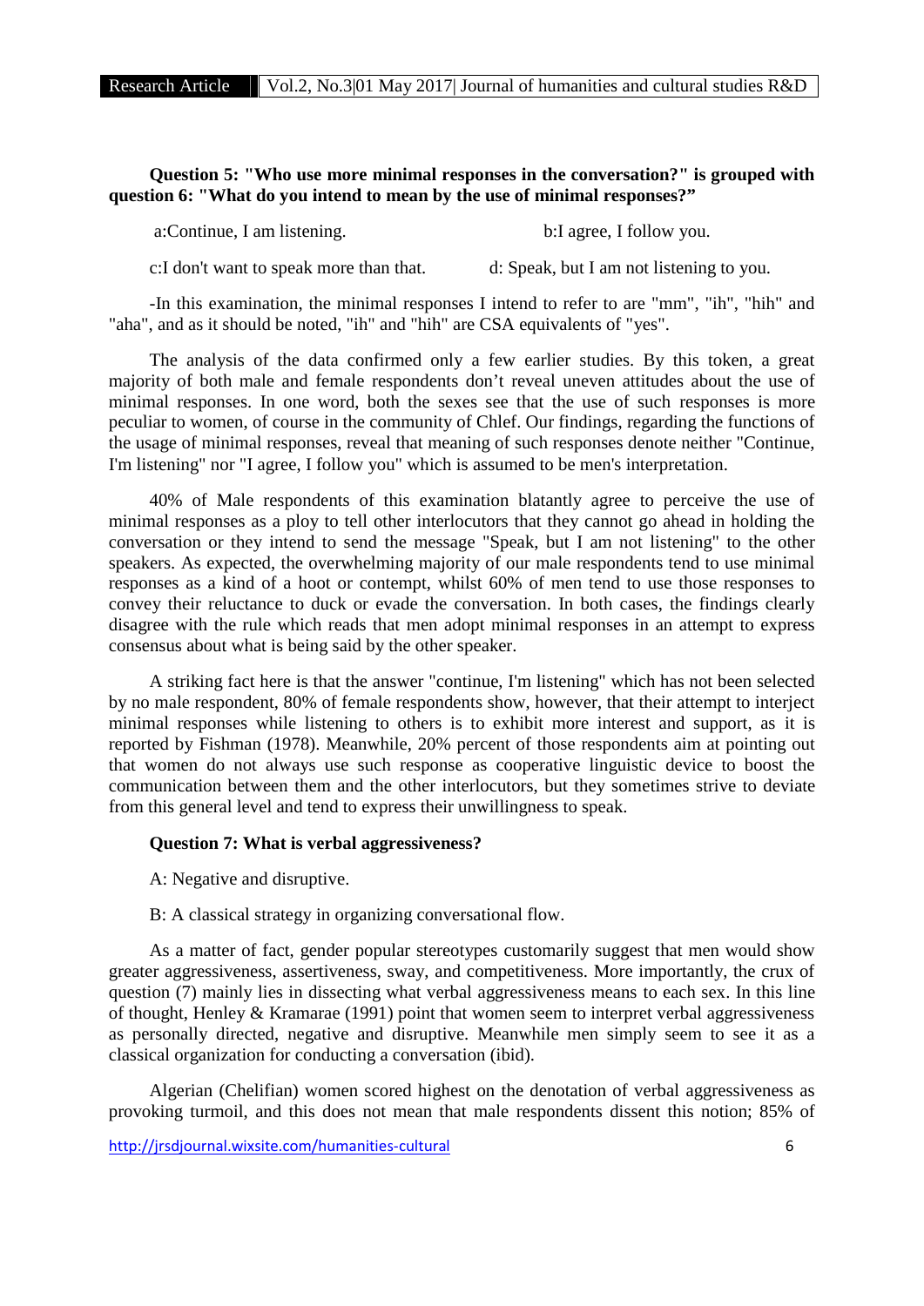**Question 5: "Who use more minimal responses in the conversation?" is grouped with question 6: "What do you intend to mean by the use of minimal responses?”**

a:Continue, I am listening. b:I agree, I follow you.

c:I don't want to speak more than that. d: Speak, but I am not listening to you.

-In this examination, the minimal responses I intend to refer to are "mm", "ih", "hih" and "aha", and as it should be noted, "ih" and "hih" are CSA equivalents of "yes".

The analysis of the data confirmed only a few earlier studies. By this token, a great majority of both male and female respondents don’t reveal uneven attitudes about the use of minimal responses. In one word, both the sexes see that the use of such responses is more peculiar to women, of course in the community of Chlef. Our findings, regarding the functions of the usage of minimal responses, reveal that meaning of such responses denote neither "Continue, I'm listening" nor "I agree, I follow you" which is assumed to be men's interpretation.

40% of Male respondents of this examination blatantly agree to perceive the use of minimal responses as a ploy to tell other interlocutors that they cannot go ahead in holding the conversation or they intend to send the message "Speak, but I am not listening" to the other speakers. As expected, the overwhelming majority of our male respondents tend to use minimal responses as a kind of a hoot or contempt, whilst 60% of men tend to use those responses to convey their reluctance to duck or evade the conversation. In both cases, the findings clearly disagree with the rule which reads that men adopt minimal responses in an attempt to express consensus about what is being said by the other speaker.

A striking fact here is that the answer "continue, I'm listening" which has not been selected by no male respondent, 80% of female respondents show, however, that their attempt to interject minimal responses while listening to others is to exhibit more interest and support, as it is reported by Fishman (1978). Meanwhile, 20% percent of those respondents aim at pointing out that women do not always use such response as cooperative linguistic device to boost the communication between them and the other interlocutors, but they sometimes strive to deviate from this general level and tend to express their unwillingness to speak.

**Question 7: What is verbal aggressiveness?**

A: Negative and disruptive.

B: A classical strategy in organizing conversational flow.

As a matter of fact, gender popular stereotypes customarily suggest that men would show greater aggressiveness, assertiveness, sway, and competitiveness. More importantly, the crux of question (7) mainly lies in dissecting what verbal aggressiveness means to each sex. In this line of thought, Henley & Kramarae (1991) point that women seem to interpret verbal aggressiveness as personally directed, negative and disruptive. Meanwhile men simply seem to see it as a classical organization for conducting a conversation (ibid).

Algerian (Chelifian) women scored highest on the denotation of verbal aggressiveness as provoking turmoil, and this does not mean that male respondents dissent this notion; 85% of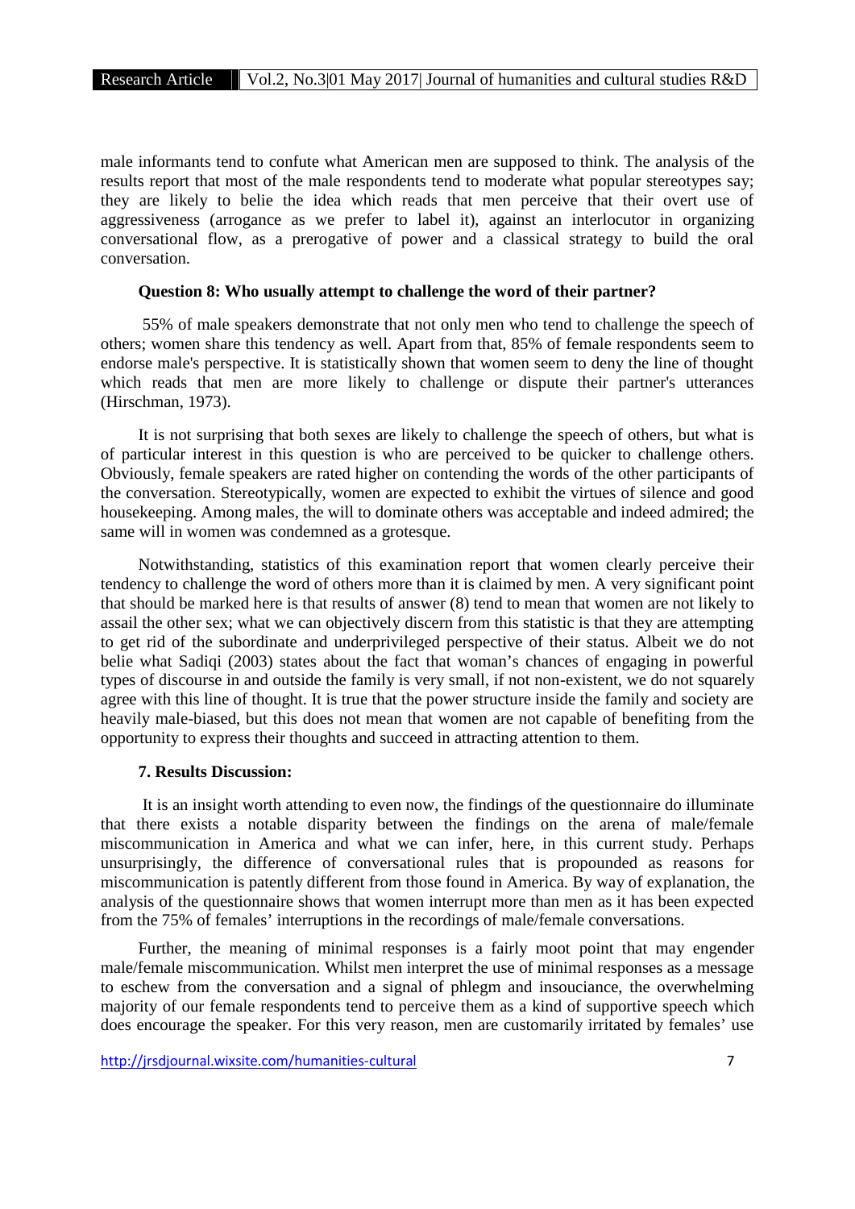male informants tend to confute what American men are supposed to think. The analysis of the results report that most of the male respondents tend to moderate what popular stereotypes say; they are likely to belie the idea which reads that men perceive that their overt use of aggressiveness (arrogance as we prefer to label it), against an interlocutor in organizing conversational flow, as a prerogative of power and a classical strategy to build the oral conversation.

**Question 8: Who usually attempt to challenge the word of their partner?**

55% of male speakers demonstrate that not only men who tend to challenge the speech of others; women share this tendency as well. Apart from that, 85% of female respondents seem to endorse male's perspective. It is statistically shown that women seem to deny the line of thought which reads that men are more likely to challenge or dispute their partner's utterances (Hirschman, 1973).

It is not surprising that both sexes are likely to challenge the speech of others, but what is of particular interest in this question is who are perceived to be quicker to challenge others. Obviously, female speakers are rated higher on contending the words of the other participants of the conversation. Stereotypically, women are expected to exhibit the virtues of silence and good housekeeping. Among males, the will to dominate others was acceptable and indeed admired; the same will in women was condemned as a grotesque.

Notwithstanding, statistics of this examination report that women clearly perceive their tendency to challenge the word of others more than it is claimed by men. A very significant point that should be marked here is that results of answer (8) tend to mean that women are not likely to assail the other sex; what we can objectively discern from this statistic is that they are attempting to get rid of the subordinate and underprivileged perspective of their status. Albeit we do not belie what Sadiqi (2003) states about the fact that woman's chances of engaging in powerful types of discourse in and outside the family is very small, if not non-existent, we do not squarely agree with this line of thought. It is true that the power structure inside the family and society are heavily male-biased, but this does not mean that women are not capable of benefiting from the opportunity to express their thoughts and succeed in attracting attention to them.

## 7. Results Discussion:

It is an insight worth attending to even now, the findings of the questionnaire do illuminate that there exists a notable disparity between the findings on the arena of male/female miscommunication in America and what we can infer, here, in this current study. Perhaps unsurprisingly, the difference of conversational rules that is propounded as reasons for miscommunication is patently different from those found in America. By way of explanation, the analysis of the questionnaire shows that women interrupt more than men as it has been expected from the 75% of females' interruptions in the recordings of male/female conversations.

Further, the meaning of minimal responses is a fairly moot point that may engender male/female miscommunication. Whilst men interpret the use of minimal responses as a message to eschew from the conversation and a signal of phlegm and insouciance, the overwhelming majority of our female respondents tend to perceive them as a kind of supportive speech which does encourage the speaker. For this very reason, men are customarily irritated by females' use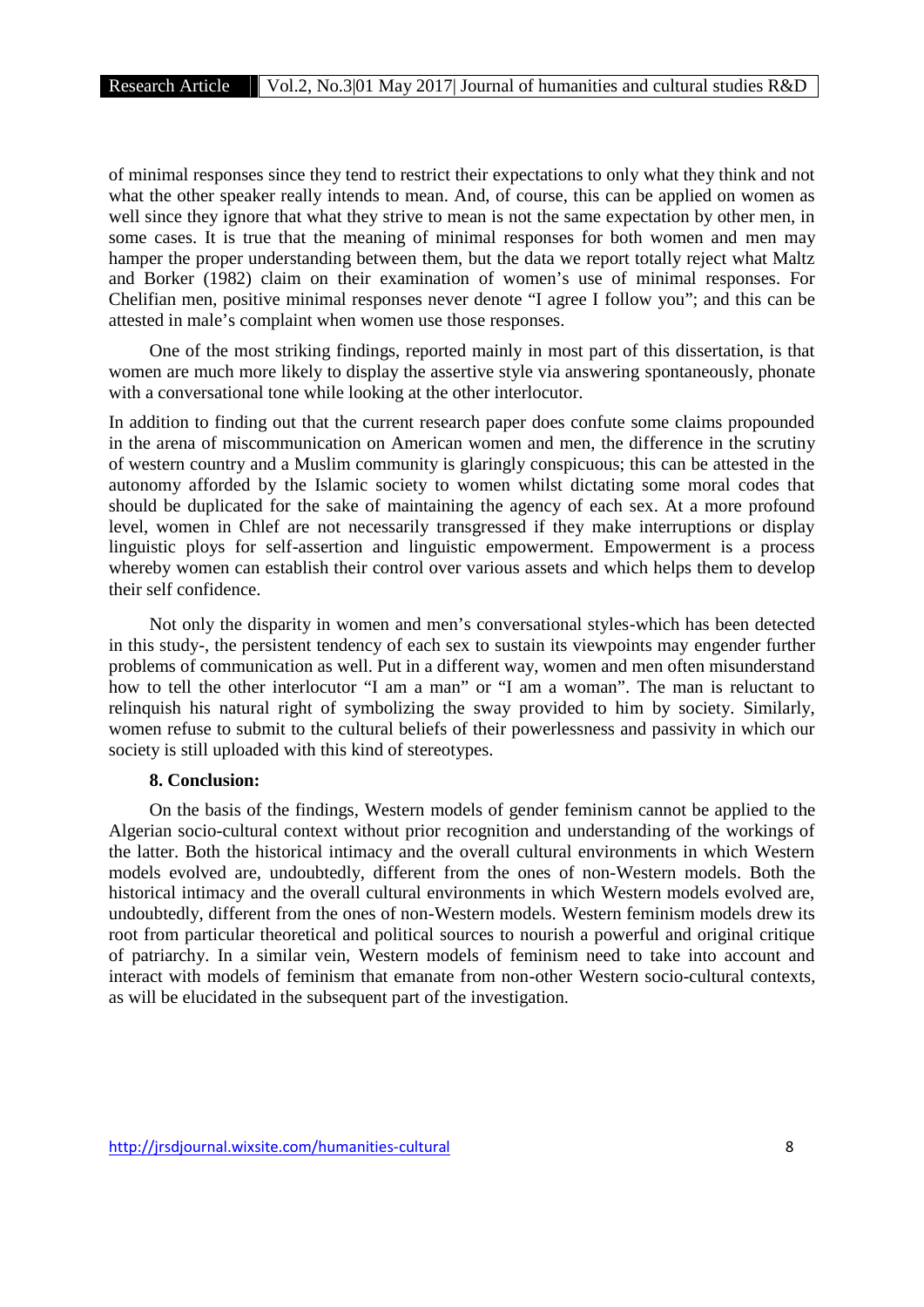of minimal responses since they tend to restrict their expectations to only what they think and not what the other speaker really intends to mean. And, of course, this can be applied on women as well since they ignore that what they strive to mean is not the same expectation by other men, in some cases. It is true that the meaning of minimal responses for both women and men may hamper the proper understanding between them, but the data we report totally reject what Maltz and Borker (1982) claim on their examination of women's use of minimal responses. For Chelifian men, positive minimal responses never denote "I agree I follow you"; and this can be attested in male's complaint when women use those responses.

One of the most striking findings, reported mainly in most part of this dissertation, is that women are much more likely to display the assertive style via answering spontaneously, phonate with a conversational tone while looking at the other interlocutor.

In addition to finding out that the current research paper does confute some claims propounded in the arena of miscommunication on American women and men, the difference in the scrutiny of western country and a Muslim community is glaringly conspicuous; this can be attested in the autonomy afforded by the Islamic society to women whilst dictating some moral codes that should be duplicated for the sake of maintaining the agency of each sex. At a more profound level, women in Chlef are not necessarily transgressed if they make interruptions or display linguistic ploys for self-assertion and linguistic empowerment. Empowerment is a process whereby women can establish their control over various assets and which helps them to develop their self confidence.

Not only the disparity in women and men's conversational styles-which has been detected in this study-, the persistent tendency of each sex to sustain its viewpoints may engender further problems of communication as well. Put in a different way, women and men often misunderstand how to tell the other interlocutor "I am a man" or "I am a woman". The man is reluctant to relinquish his natural right of symbolizing the sway provided to him by society. Similarly, women refuse to submit to the cultural beliefs of their powerlessness and passivity in which our society is still uploaded with this kind of stereotypes.

### 8. Conclusion:

On the basis of the findings, Western models of gender feminism cannot be applied to the Algerian socio-cultural context without prior recognition and understanding of the workings of the latter. Both the historical intimacy and the overall cultural environments in which Western models evolved are, undoubtedly, different from the ones of non-Western models. Both the historical intimacy and the overall cultural environments in which Western models evolved are, undoubtedly, different from the ones of non-Western models. Western feminism models drew its root from particular theoretical and political sources to nourish a powerful and original critique of patriarchy. In a similar vein, Western models of feminism need to take into account and interact with models of feminism that emanate from non-other Western socio-cultural contexts, as will be elucidated in the subsequent part of the investigation.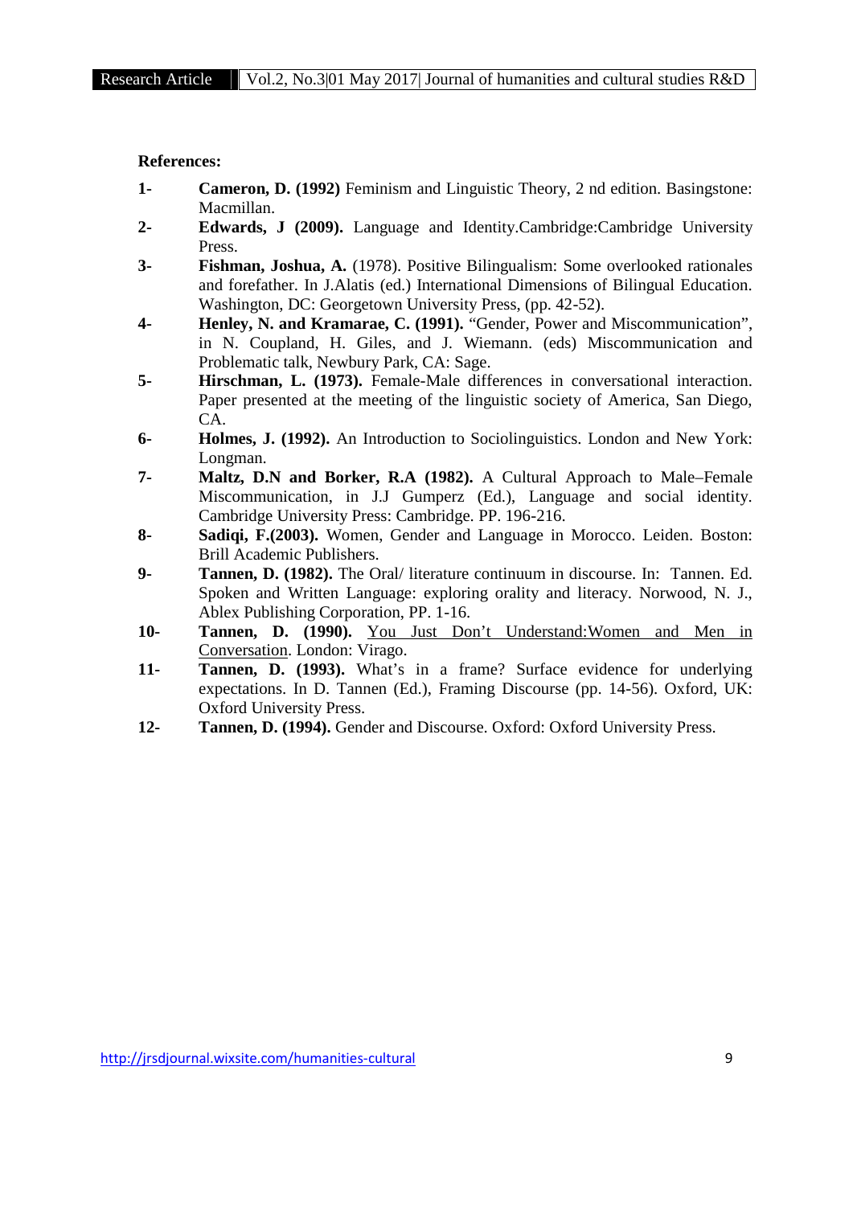**References:**

1- **Cameron, D. (1992)** Feminism and Linguistic Theory, 2 nd edition. Basingstone: Macmillan.

2- **Edwards, J (2009).** Language and Identity.Cambridge:Cambridge University Press.

3- **Fishman, Joshua, A.** (1978). Positive Bilingualism: Some overlooked rationales and forefather. In J.Alatis (ed.) International Dimensions of Bilingual Education. Washington, DC: Georgetown University Press, (pp. 42-52).

4- **Henley, N. and Kramarae, C. (1991).** "Gender, Power and Miscommunication", in N. Coupland, H. Giles, and J. Wiemann. (eds) Miscommunication and Problematic talk, Newbury Park, CA: Sage.

5- **Hirschman, L. (1973).** Female-Male differences in conversational interaction. Paper presented at the meeting of the linguistic society of America, San Diego, CA.

6- **Holmes, J. (1992).** An Introduction to Sociolinguistics. London and New York: Longman.

7- **Maltz, D.N and Borker, R.A (1982).** A Cultural Approach to Male–Female Miscommunication, in J.J Gumperz (Ed.), Language and social identity. Cambridge University Press: Cambridge. PP. 196-216.

8- **Sadiqi, F.(2003).** Women, Gender and Language in Morocco. Leiden. Boston: Brill Academic Publishers.

9- **Tannen, D. (1982).** The Oral/ literature continuum in discourse. In: Tannen. Ed. Spoken and Written Language: exploring orality and literacy. Norwood, N. J., Ablex Publishing Corporation, PP. 1-16.

10- **Tannen, D. (1990).** You Just Don't Understand:Women and Men in Conversation. London: Virago.

11- **Tannen, D. (1993).** What's in a frame? Surface evidence for underlying expectations. In D. Tannen (Ed.), Framing Discourse (pp. 14-56). Oxford, UK: Oxford University Press.

12- **Tannen, D. (1994).** Gender and Discourse. Oxford: Oxford University Press.